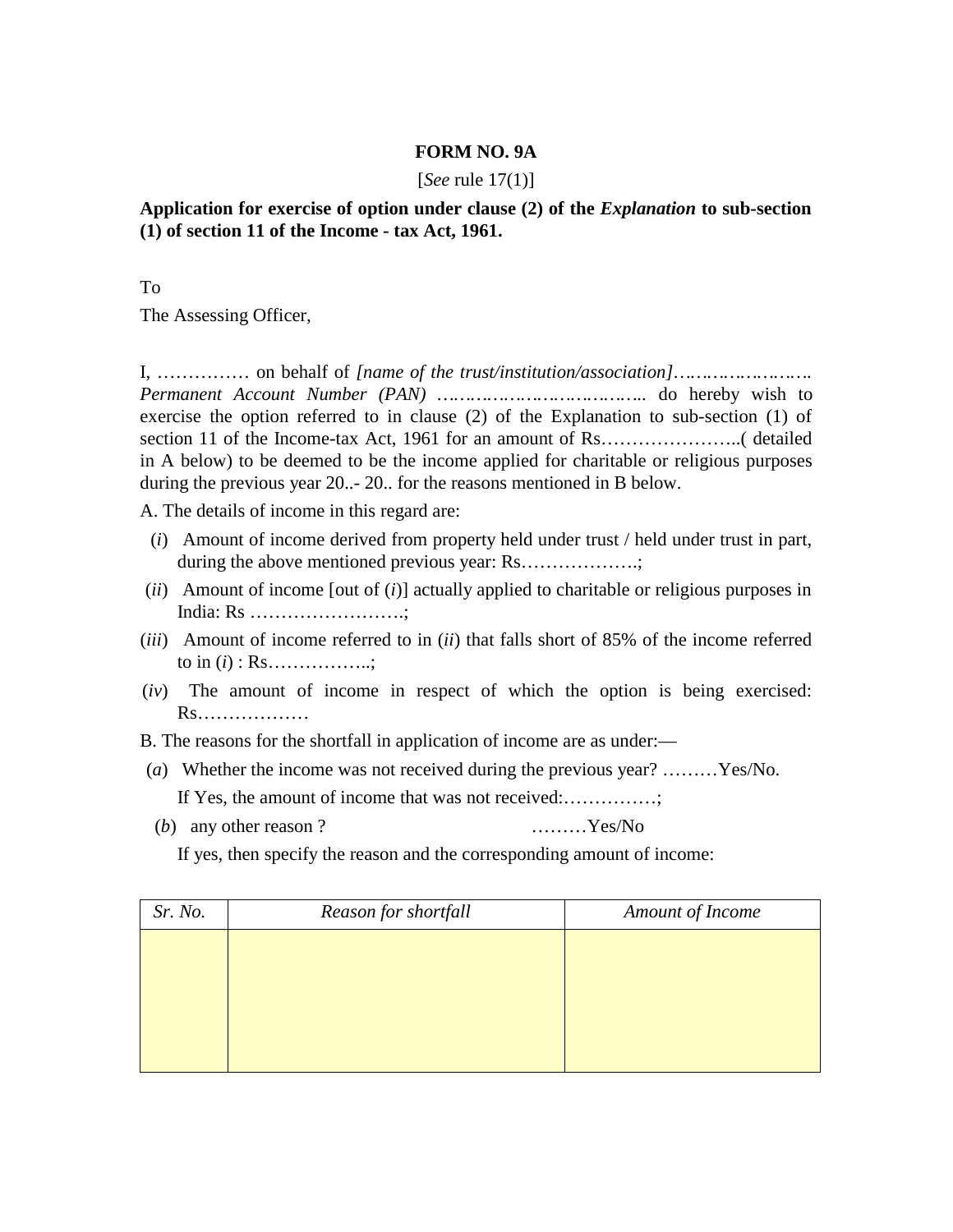**FORM NO. 9A**

[*See* rule 17(1)]

**Application for exercise of option under clause (2) of the *Explanation* to sub-section (1) of section 11 of the Income - tax Act, 1961.**

To

The Assessing Officer,

I, …………… on behalf of *[name of the trust/institution/association]*……………………. *Permanent Account Number (PAN)* ……………………………….. do hereby wish to exercise the option referred to in clause (2) of the Explanation to sub-section (1) of section 11 of the Income-tax Act, 1961 for an amount of Rs…………………..( detailed in A below) to be deemed to be the income applied for charitable or religious purposes during the previous year 20..- 20.. for the reasons mentioned in B below.

A. The details of income in this regard are:

(*i*) Amount of income derived from property held under trust / held under trust in part, during the above mentioned previous year: Rs……………….;

(*ii*) Amount of income [out of (*i*)] actually applied to charitable or religious purposes in India: Rs …………………….;

(*iii*) Amount of income referred to in (*ii*) that falls short of 85% of the income referred to in (*i*) : Rs……………..;

(*iv*) The amount of income in respect of which the option is being exercised: Rs………………

B. The reasons for the shortfall in application of income are as under:—

(*a*) Whether the income was not received during the previous year? ………Yes/No.

If Yes, the amount of income that was not received:……………;

(*b*) any other reason ? ………Yes/No

If yes, then specify the reason and the corresponding amount of income:

| *Sr. No.* | *Reason for shortfall* | *Amount of Income* |
|---|---|---|
| | | |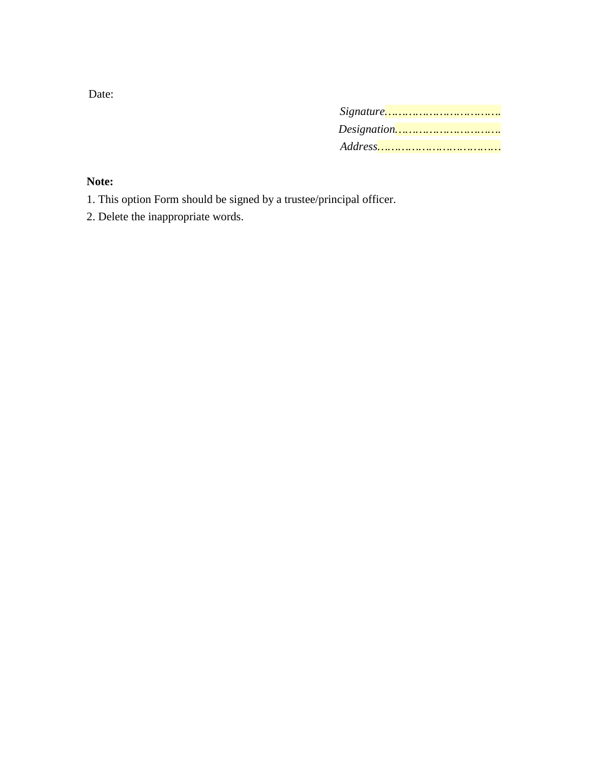Date:

*Signature*……………………………

*Designation*…………………………

*Address*………………………………

**Note:**

1. This option Form should be signed by a trustee/principal officer.
2. Delete the inappropriate words.